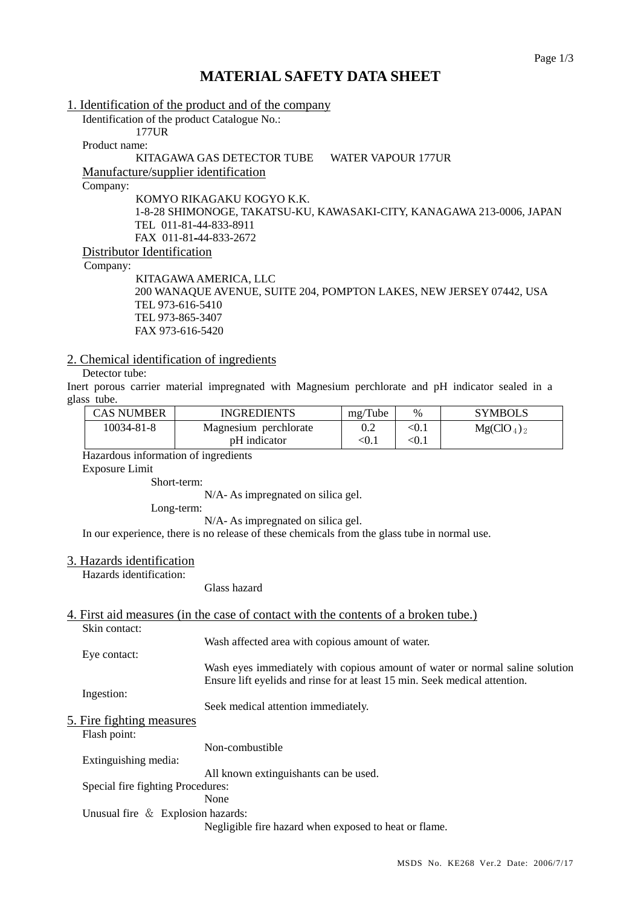# MATERIAL SAFETY DATA SHEET

## 1. Identification of the product and of the company

Identification of the product Catalogue No.:

177UR

Product name:

KITAGAWA GAS DETECTOR TUBE WATER VAPOUR 177UR

### Manufacture/supplier identification

Company:

KOMYO RIKAGAKU KOGYO K.K.
1-8-28 SHIMONOGE, TAKATSU-KU, KAWASAKI-CITY, KANAGAWA 213-0006, JAPAN
TEL 011-81-44-833-8911
FAX 011-81-44-833-2672

### Distributor Identification

Company:

KITAGAWA AMERICA, LLC
200 WANAQUE AVENUE, SUITE 204, POMPTON LAKES, NEW JERSEY 07442, USA
TEL 973-616-5410
TEL 973-865-3407
FAX 973-616-5420

## 2. Chemical identification of ingredients

Detector tube:

Inert porous carrier material impregnated with Magnesium perchlorate and pH indicator sealed in a glass tube.

| CAS NUMBER | INGREDIENTS | mg/Tube | % | SYMBOLS |
|---|---|---|---|---|
| 10034-81-8 | Magnesium perchlorate | 0.2 | <0.1 | $Mg(ClO_4)_2$ |
| | pH indicator | <0.1 | <0.1 | |

Hazardous information of ingredients

Exposure Limit

Short-term:

N/A- As impregnated on silica gel.

Long-term:

N/A- As impregnated on silica gel.

In our experience, there is no release of these chemicals from the glass tube in normal use.

## 3. Hazards identification

Hazards identification:

Glass hazard

## 4. First aid measures (in the case of contact with the contents of a broken tube.)

Skin contact:

Wash affected area with copious amount of water.

Eye contact:

Wash eyes immediately with copious amount of water or normal saline solution
Ensure lift eyelids and rinse for at least 15 min. Seek medical attention.

Ingestion:

Seek medical attention immediately.

## 5. Fire fighting measures

Flash point:

Non-combustible

Extinguishing media:

All known extinguishants can be used.

Special fire fighting Procedures:

None

Unusual fire ＆ Explosion hazards:

Negligible fire hazard when exposed to heat or flame.

MSDS No. KE268 Ver.2 Date: 2006/7/17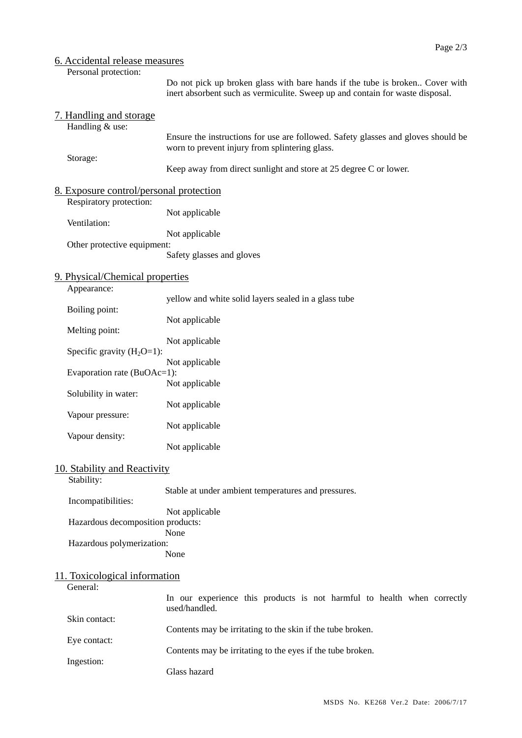## 6. Accidental release measures

Personal protection:

Do not pick up broken glass with bare hands if the tube is broken.. Cover with inert absorbent such as vermiculite. Sweep up and contain for waste disposal.

## 7. Handling and storage

Handling & use:

Ensure the instructions for use are followed. Safety glasses and gloves should be worn to prevent injury from splintering glass.

Storage:

Keep away from direct sunlight and store at 25 degree C or lower.

## 8. Exposure control/personal protection

Respiratory protection:

Not applicable

Ventilation:

Not applicable

Other protective equipment:

Safety glasses and gloves

## 9. Physical/Chemical properties

Appearance:

yellow and white solid layers sealed in a glass tube

Boiling point:

Not applicable

Melting point:

Not applicable

Specific gravity ($H_2O$=1):

Not applicable

Evaporation rate (BuOAc=1):

Not applicable

Solubility in water:

Not applicable

Vapour pressure:

Not applicable

Vapour density:

Not applicable

## 10. Stability and Reactivity

Stability:

Stable at under ambient temperatures and pressures.

Incompatibilities:

Not applicable

Hazardous decomposition products:

None

Hazardous polymerization:

None

## 11. Toxicological information

General:

In our experience this products is not harmful to health when correctly used/handled.

Skin contact:

Contents may be irritating to the skin if the tube broken.

Eye contact:

Contents may be irritating to the eyes if the tube broken.

Ingestion:

Glass hazard

MSDS No. KE268 Ver.2 Date: 2006/7/17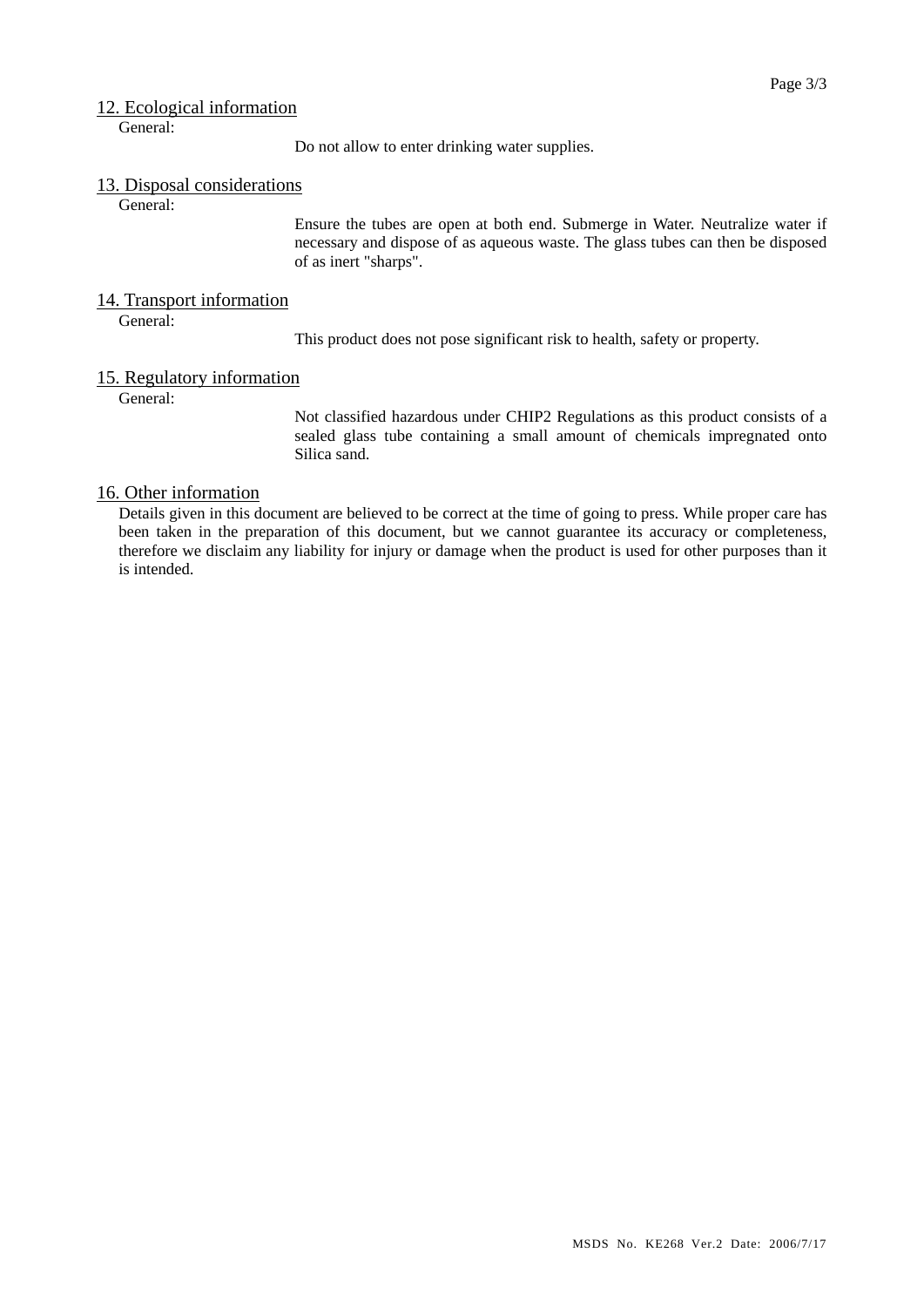## 12. Ecological information

General:

Do not allow to enter drinking water supplies.

## 13. Disposal considerations

General:

Ensure the tubes are open at both end. Submerge in Water. Neutralize water if necessary and dispose of as aqueous waste. The glass tubes can then be disposed of as inert "sharps".

## 14. Transport information

General:

This product does not pose significant risk to health, safety or property.

## 15. Regulatory information

General:

Not classified hazardous under CHIP2 Regulations as this product consists of a sealed glass tube containing a small amount of chemicals impregnated onto Silica sand.

## 16. Other information

Details given in this document are believed to be correct at the time of going to press. While proper care has been taken in the preparation of this document, but we cannot guarantee its accuracy or completeness, therefore we disclaim any liability for injury or damage when the product is used for other purposes than it is intended.